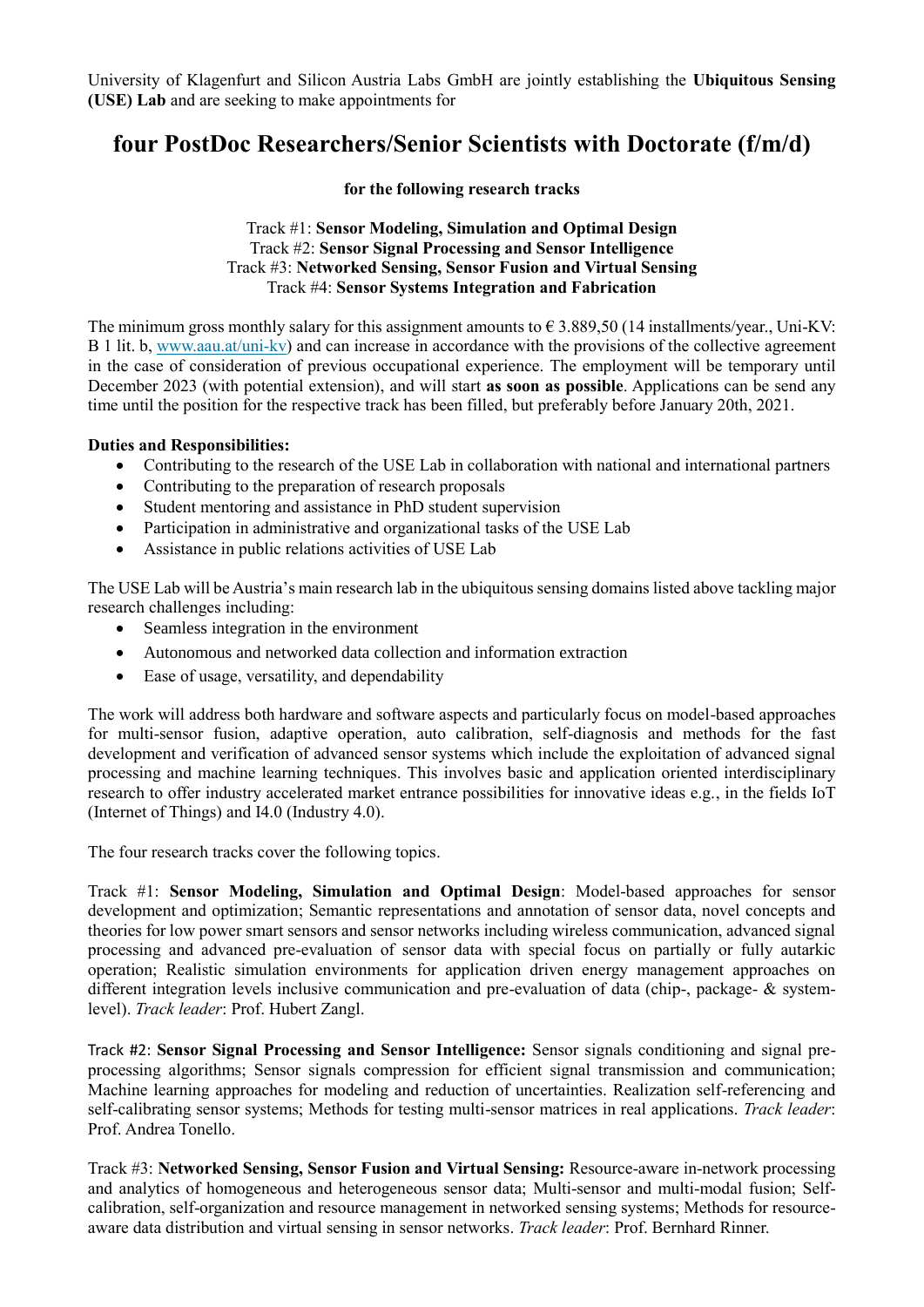University of Klagenfurt and Silicon Austria Labs GmbH are jointly establishing the **Ubiquitous Sensing (USE) Lab** and are seeking to make appointments for

# four PostDoc Researchers/Senior Scientists with Doctorate (f/m/d)

**for the following research tracks**

Track #1: **Sensor Modeling, Simulation and Optimal Design**
Track #2: **Sensor Signal Processing and Sensor Intelligence**
Track #3: **Networked Sensing, Sensor Fusion and Virtual Sensing**
Track #4: **Sensor Systems Integration and Fabrication**

The minimum gross monthly salary for this assignment amounts to € 3.889,50 (14 installments/year., Uni-KV: B 1 lit. b, [www.aau.at/uni-kv](www.aau.at/uni-kv)) and can increase in accordance with the provisions of the collective agreement in the case of consideration of previous occupational experience. The employment will be temporary until December 2023 (with potential extension), and will start **as soon as possible**. Applications can be send any time until the position for the respective track has been filled, but preferably before January 20th, 2021.

**Duties and Responsibilities:**

- Contributing to the research of the USE Lab in collaboration with national and international partners
- Contributing to the preparation of research proposals
- Student mentoring and assistance in PhD student supervision
- Participation in administrative and organizational tasks of the USE Lab
- Assistance in public relations activities of USE Lab

The USE Lab will be Austria's main research lab in the ubiquitous sensing domains listed above tackling major research challenges including:

- Seamless integration in the environment
- Autonomous and networked data collection and information extraction
- Ease of usage, versatility, and dependability

The work will address both hardware and software aspects and particularly focus on model-based approaches for multi-sensor fusion, adaptive operation, auto calibration, self-diagnosis and methods for the fast development and verification of advanced sensor systems which include the exploitation of advanced signal processing and machine learning techniques. This involves basic and application oriented interdisciplinary research to offer industry accelerated market entrance possibilities for innovative ideas e.g., in the fields IoT (Internet of Things) and I4.0 (Industry 4.0).

The four research tracks cover the following topics.

Track #1: **Sensor Modeling, Simulation and Optimal Design**: Model-based approaches for sensor development and optimization; Semantic representations and annotation of sensor data, novel concepts and theories for low power smart sensors and sensor networks including wireless communication, advanced signal processing and advanced pre-evaluation of sensor data with special focus on partially or fully autarkic operation; Realistic simulation environments for application driven energy management approaches on different integration levels inclusive communication and pre-evaluation of data (chip-, package- & system-level). *Track leader*: Prof. Hubert Zangl.

Track #2: **Sensor Signal Processing and Sensor Intelligence:** Sensor signals conditioning and signal pre-processing algorithms; Sensor signals compression for efficient signal transmission and communication; Machine learning approaches for modeling and reduction of uncertainties. Realization self-referencing and self-calibrating sensor systems; Methods for testing multi-sensor matrices in real applications. *Track leader*: Prof. Andrea Tonello.

Track #3: **Networked Sensing, Sensor Fusion and Virtual Sensing:** Resource-aware in-network processing and analytics of homogeneous and heterogeneous sensor data; Multi-sensor and multi-modal fusion; Self-calibration, self-organization and resource management in networked sensing systems; Methods for resource-aware data distribution and virtual sensing in sensor networks. *Track leader*: Prof. Bernhard Rinner.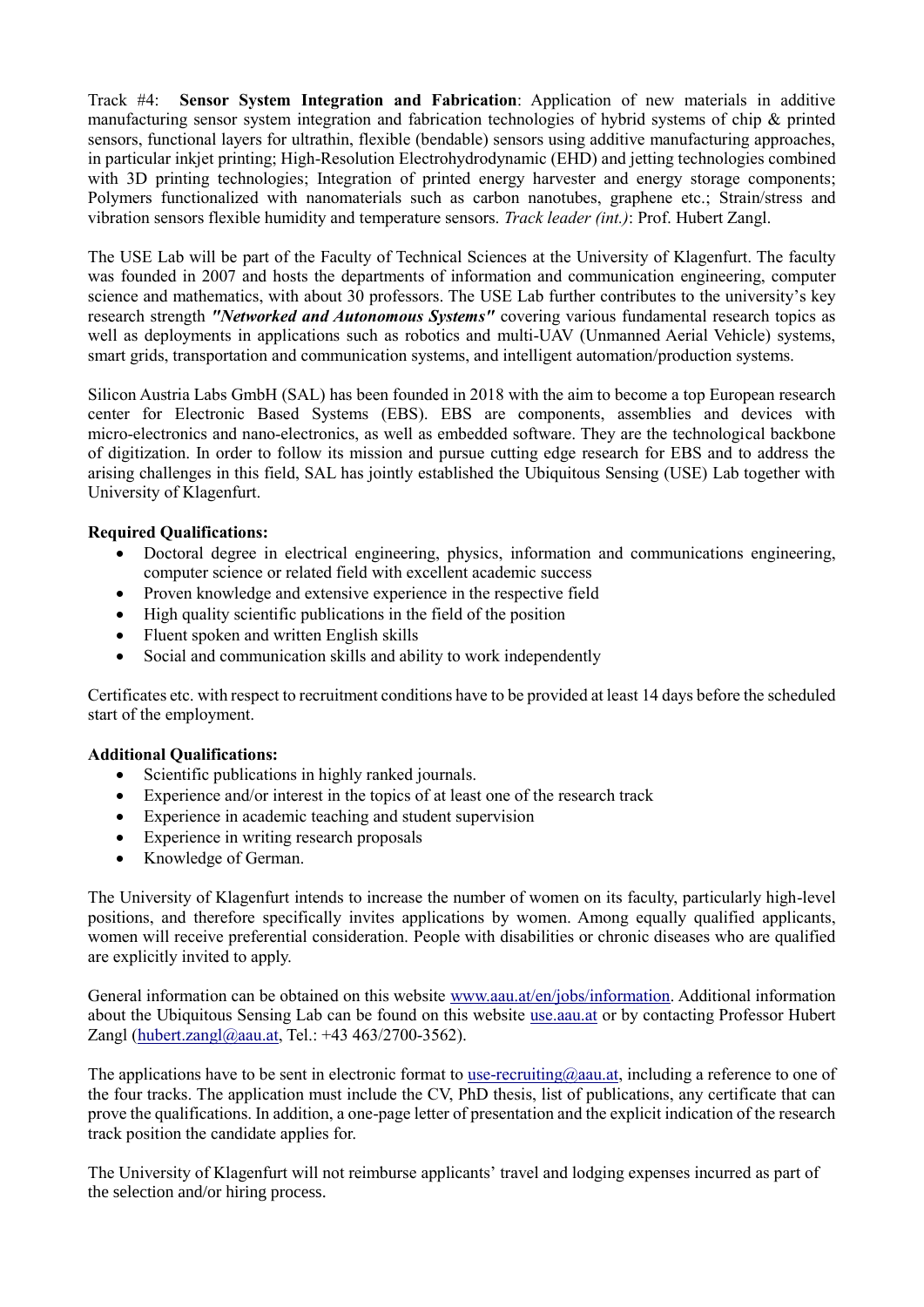Track #4: **Sensor System Integration and Fabrication**: Application of new materials in additive manufacturing sensor system integration and fabrication technologies of hybrid systems of chip & printed sensors, functional layers for ultrathin, flexible (bendable) sensors using additive manufacturing approaches, in particular inkjet printing; High-Resolution Electrohydrodynamic (EHD) and jetting technologies combined with 3D printing technologies; Integration of printed energy harvester and energy storage components; Polymers functionalized with nanomaterials such as carbon nanotubes, graphene etc.; Strain/stress and vibration sensors flexible humidity and temperature sensors. *Track leader (int.)*: Prof. Hubert Zangl.

The USE Lab will be part of the Faculty of Technical Sciences at the University of Klagenfurt. The faculty was founded in 2007 and hosts the departments of information and communication engineering, computer science and mathematics, with about 30 professors. The USE Lab further contributes to the university's key research strength ***"Networked and Autonomous Systems"*** covering various fundamental research topics as well as deployments in applications such as robotics and multi-UAV (Unmanned Aerial Vehicle) systems, smart grids, transportation and communication systems, and intelligent automation/production systems.

Silicon Austria Labs GmbH (SAL) has been founded in 2018 with the aim to become a top European research center for Electronic Based Systems (EBS). EBS are components, assemblies and devices with micro-electronics and nano-electronics, as well as embedded software. They are the technological backbone of digitization. In order to follow its mission and pursue cutting edge research for EBS and to address the arising challenges in this field, SAL has jointly established the Ubiquitous Sensing (USE) Lab together with University of Klagenfurt.

**Required Qualifications:**

- Doctoral degree in electrical engineering, physics, information and communications engineering, computer science or related field with excellent academic success
- Proven knowledge and extensive experience in the respective field
- High quality scientific publications in the field of the position
- Fluent spoken and written English skills
- Social and communication skills and ability to work independently

Certificates etc. with respect to recruitment conditions have to be provided at least 14 days before the scheduled start of the employment.

**Additional Qualifications:**

- Scientific publications in highly ranked journals.
- Experience and/or interest in the topics of at least one of the research track
- Experience in academic teaching and student supervision
- Experience in writing research proposals
- Knowledge of German.

The University of Klagenfurt intends to increase the number of women on its faculty, particularly high-level positions, and therefore specifically invites applications by women. Among equally qualified applicants, women will receive preferential consideration. People with disabilities or chronic diseases who are qualified are explicitly invited to apply.

General information can be obtained on this website [www.aau.at/en/jobs/information](www.aau.at/en/jobs/information). Additional information about the Ubiquitous Sensing Lab can be found on this website [use.aau.at](use.aau.at) or by contacting Professor Hubert Zangl ([hubert.zangl@aau.at](mailto:hubert.zangl@aau.at), Tel.: +43 463/2700-3562).

The applications have to be sent in electronic format to [use-recruiting@aau.at](mailto:use-recruiting@aau.at), including a reference to one of the four tracks. The application must include the CV, PhD thesis, list of publications, any certificate that can prove the qualifications. In addition, a one-page letter of presentation and the explicit indication of the research track position the candidate applies for.

The University of Klagenfurt will not reimburse applicants' travel and lodging expenses incurred as part of the selection and/or hiring process.